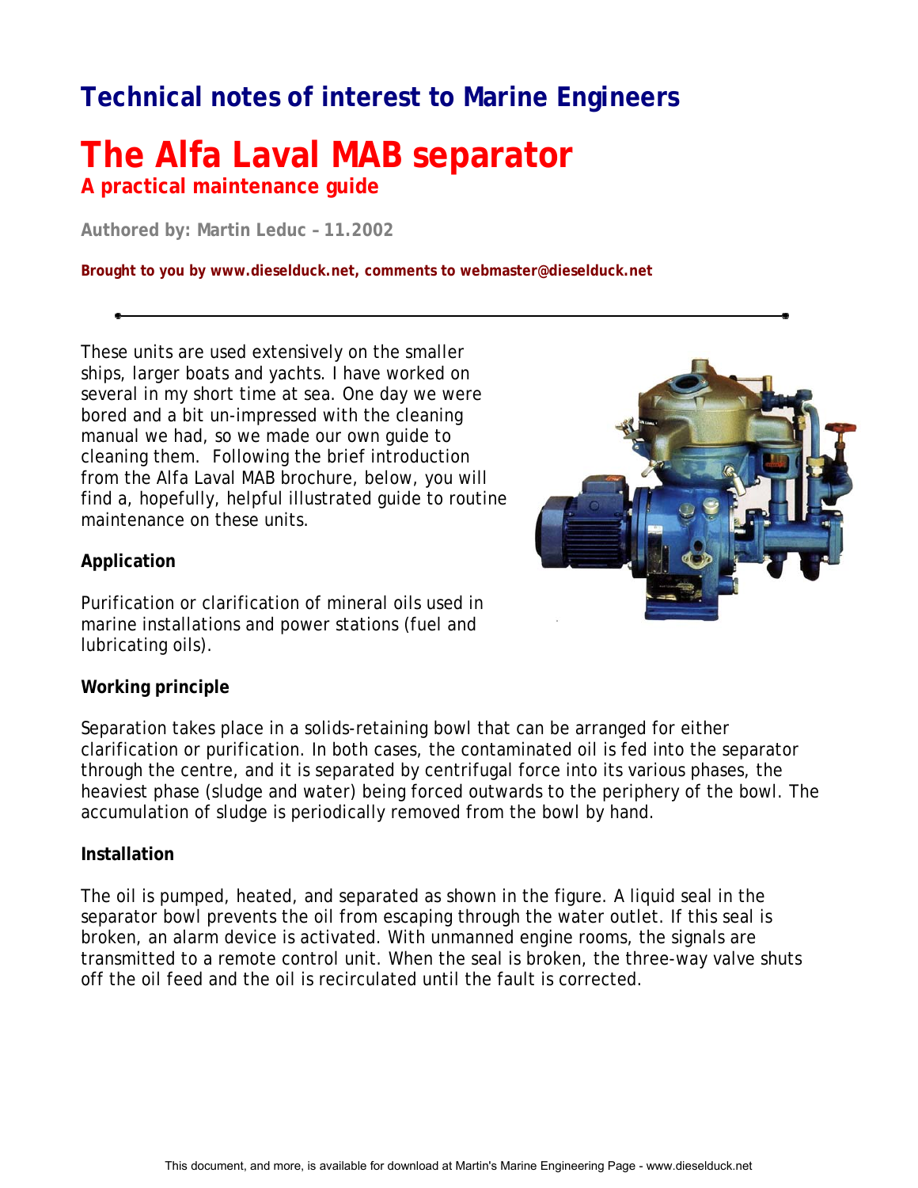# Technical notes of interest to Marine Engineers

# The Alfa Laval MAB separator

## A practical maintenance guide

**Authored by: Martin Leduc – 11.2002**

**Brought to you by www.dieselduck.net, comments to webmaster@dieselduck.net**

---

These units are used extensively on the smaller ships, larger boats and yachts. I have worked on several in my short time at sea. One day we were bored and a bit un-impressed with the cleaning manual we had, so we made our own guide to cleaning them. Following the brief introduction from the Alfa Laval MAB brochure, below, you will find a, hopefully, helpful illustrated guide to routine maintenance on these units.

**Application**

Purification or clarification of mineral oils used in marine installations and power stations (fuel and lubricating oils).

**Working principle**

Separation takes place in a solids-retaining bowl that can be arranged for either clarification or purification. In both cases, the contaminated oil is fed into the separator through the centre, and it is separated by centrifugal force into its various phases, the heaviest phase (sludge and water) being forced outwards to the periphery of the bowl. The accumulation of sludge is periodically removed from the bowl by hand.

**Installation**

The oil is pumped, heated, and separated as shown in the figure. A liquid seal in the separator bowl prevents the oil from escaping through the water outlet. If this seal is broken, an alarm device is activated. With unmanned engine rooms, the signals are transmitted to a remote control unit. When the seal is broken, the three-way valve shuts off the oil feed and the oil is recirculated until the fault is corrected.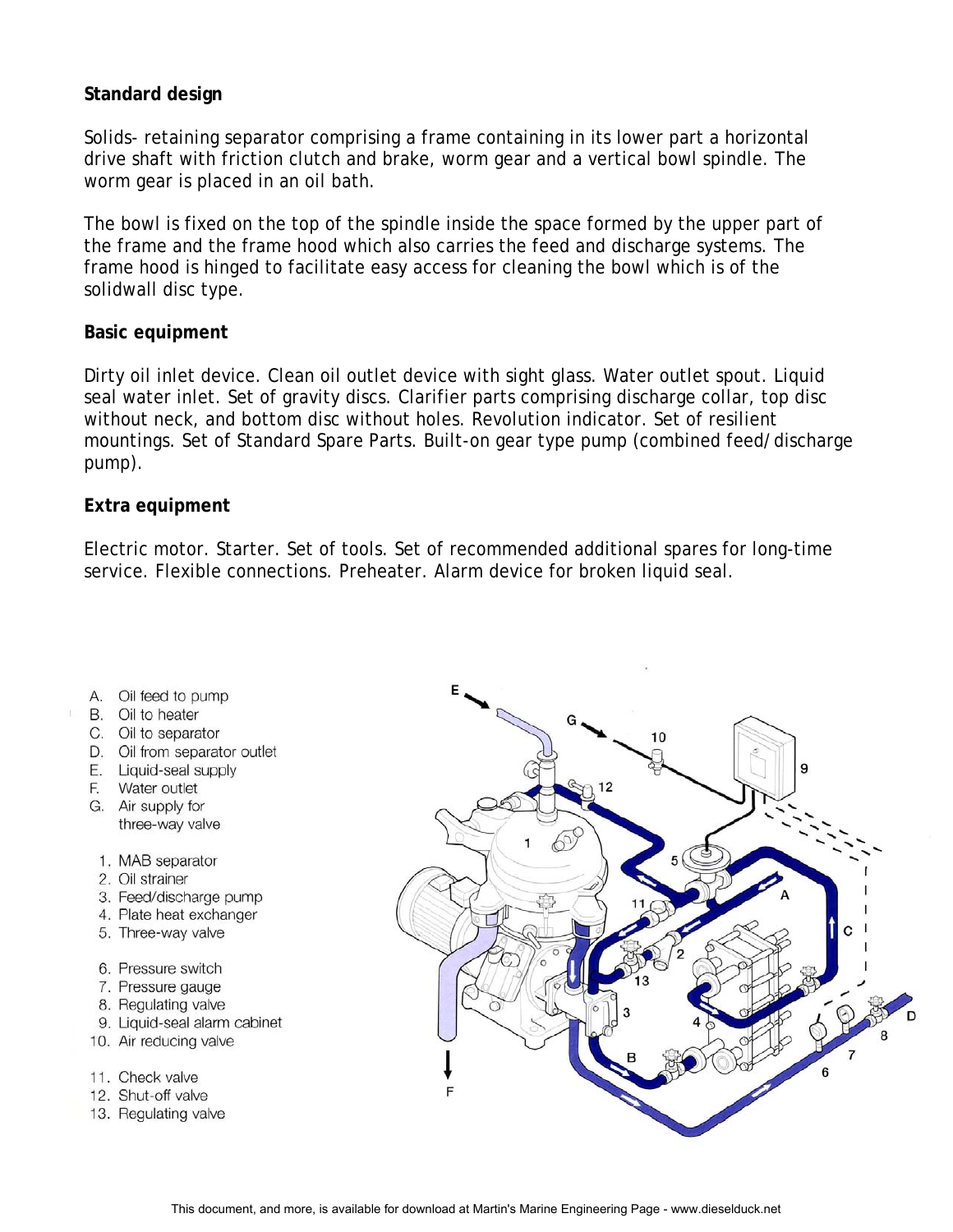**Standard design**

Solids- retaining separator comprising a frame containing in its lower part a horizontal drive shaft with friction clutch and brake, worm gear and a vertical bowl spindle. The worm gear is placed in an oil bath.

The bowl is fixed on the top of the spindle inside the space formed by the upper part of the frame and the frame hood which also carries the feed and discharge systems. The frame hood is hinged to facilitate easy access for cleaning the bowl which is of the solidwall disc type.

**Basic equipment**

Dirty oil inlet device. Clean oil outlet device with sight glass. Water outlet spout. Liquid seal water inlet. Set of gravity discs. Clarifier parts comprising discharge collar, top disc without neck, and bottom disc without holes. Revolution indicator. Set of resilient mountings. Set of Standard Spare Parts. Built-on gear type pump (combined feed/discharge pump).

**Extra equipment**

Electric motor. Starter. Set of tools. Set of recommended additional spares for long-time service. Flexible connections. Preheater. Alarm device for broken liquid seal.

A. Oil feed to pump
B. Oil to heater
C. Oil to separator
D. Oil from separator outlet
E. Liquid-seal supply
F. Water outlet
G. Air supply for three-way valve

1. MAB separator
2. Oil strainer
3. Feed/discharge pump
4. Plate heat exchanger
5. Three-way valve
6. Pressure switch
7. Pressure gauge
8. Regulating valve
9. Liquid-seal alarm cabinet
10. Air reducing valve
11. Check valve
12. Shut-off valve
13. Regulating valve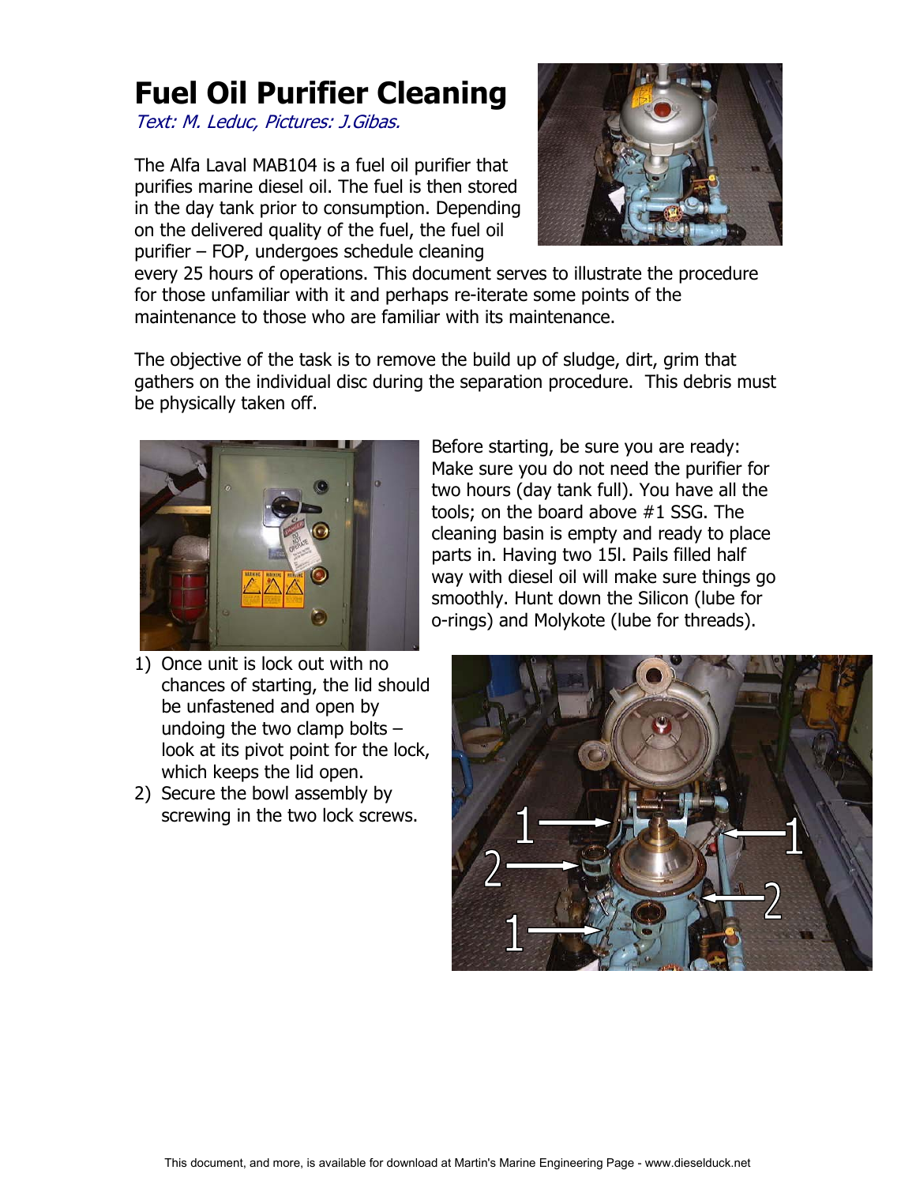# Fuel Oil Purifier Cleaning

*Text: M. Leduc, Pictures: J.Gibas.*

The Alfa Laval MAB104 is a fuel oil purifier that purifies marine diesel oil. The fuel is then stored in the day tank prior to consumption. Depending on the delivered quality of the fuel, the fuel oil purifier – FOP, undergoes schedule cleaning every 25 hours of operations. This document serves to illustrate the procedure for those unfamiliar with it and perhaps re-iterate some points of the maintenance to those who are familiar with its maintenance.

The objective of the task is to remove the build up of sludge, dirt, grim that gathers on the individual disc during the separation procedure. This debris must be physically taken off.

Before starting, be sure you are ready: Make sure you do not need the purifier for two hours (day tank full). You have all the tools; on the board above #1 SSG. The cleaning basin is empty and ready to place parts in. Having two 15l. Pails filled half way with diesel oil will make sure things go smoothly. Hunt down the Silicon (lube for o-rings) and Molykote (lube for threads).

1) Once unit is lock out with no chances of starting, the lid should be unfastened and open by undoing the two clamp bolts – look at its pivot point for the lock, which keeps the lid open.
2) Secure the bowl assembly by screwing in the two lock screws.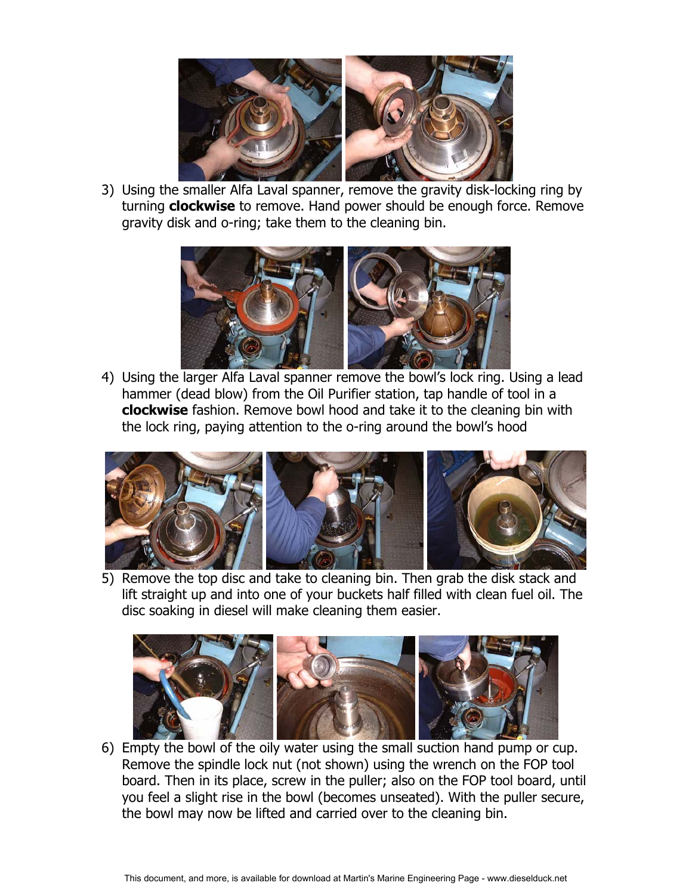3) Using the smaller Alfa Laval spanner, remove the gravity disk-locking ring by turning **clockwise** to remove. Hand power should be enough force. Remove gravity disk and o-ring; take them to the cleaning bin.

4) Using the larger Alfa Laval spanner remove the bowl's lock ring. Using a lead hammer (dead blow) from the Oil Purifier station, tap handle of tool in a **clockwise** fashion. Remove bowl hood and take it to the cleaning bin with the lock ring, paying attention to the o-ring around the bowl's hood

5) Remove the top disc and take to cleaning bin. Then grab the disk stack and lift straight up and into one of your buckets half filled with clean fuel oil. The disc soaking in diesel will make cleaning them easier.

6) Empty the bowl of the oily water using the small suction hand pump or cup. Remove the spindle lock nut (not shown) using the wrench on the FOP tool board. Then in its place, screw in the puller; also on the FOP tool board, until you feel a slight rise in the bowl (becomes unseated). With the puller secure, the bowl may now be lifted and carried over to the cleaning bin.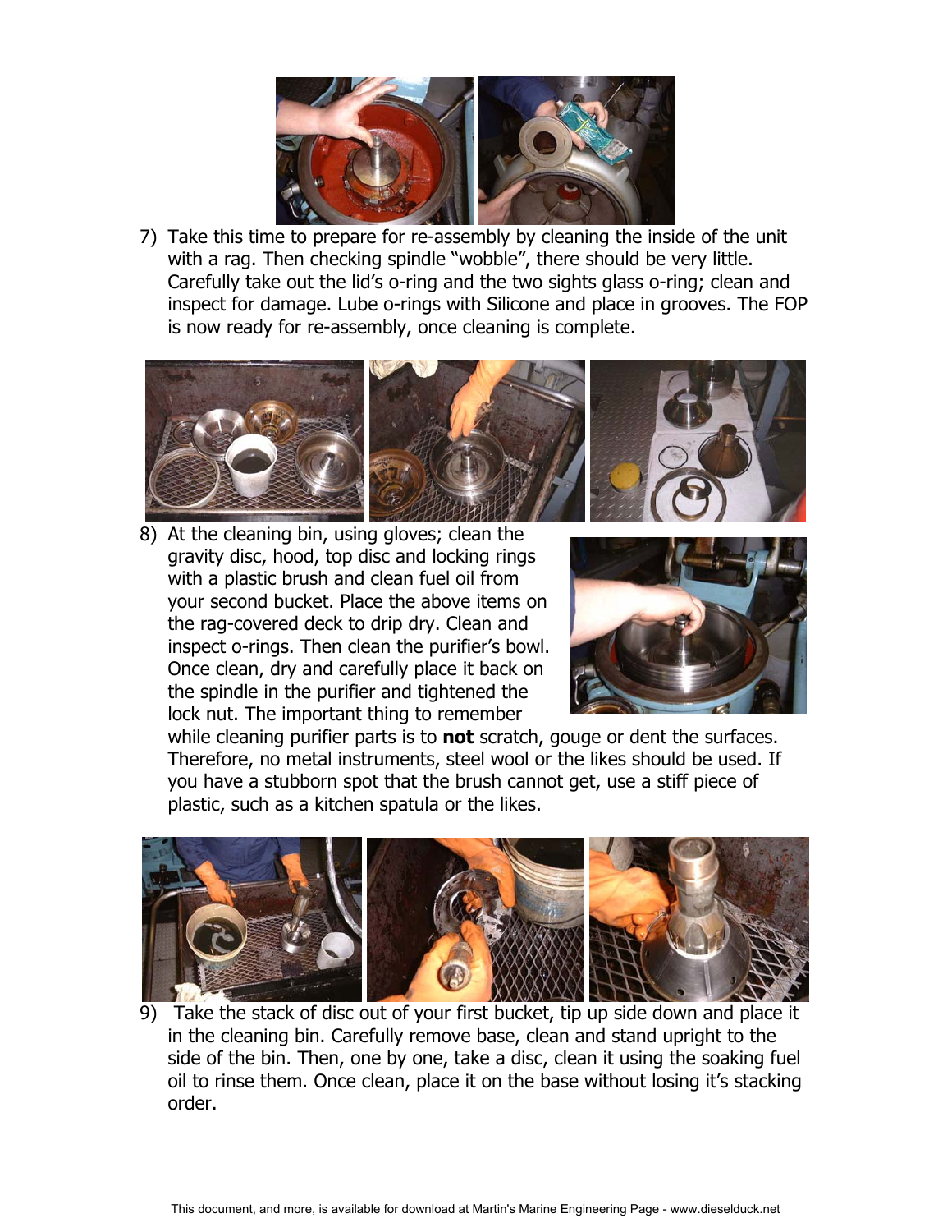7) Take this time to prepare for re-assembly by cleaning the inside of the unit with a rag. Then checking spindle "wobble", there should be very little. Carefully take out the lid's o-ring and the two sights glass o-ring; clean and inspect for damage. Lube o-rings with Silicone and place in grooves. The FOP is now ready for re-assembly, once cleaning is complete.

8) At the cleaning bin, using gloves; clean the gravity disc, hood, top disc and locking rings with a plastic brush and clean fuel oil from your second bucket. Place the above items on the rag-covered deck to drip dry. Clean and inspect o-rings. Then clean the purifier's bowl. Once clean, dry and carefully place it back on the spindle in the purifier and tightened the lock nut. The important thing to remember while cleaning purifier parts is to **not** scratch, gouge or dent the surfaces. Therefore, no metal instruments, steel wool or the likes should be used. If you have a stubborn spot that the brush cannot get, use a stiff piece of plastic, such as a kitchen spatula or the likes.

9) Take the stack of disc out of your first bucket, tip up side down and place it in the cleaning bin. Carefully remove base, clean and stand upright to the side of the bin. Then, one by one, take a disc, clean it using the soaking fuel oil to rinse them. Once clean, place it on the base without losing it's stacking order.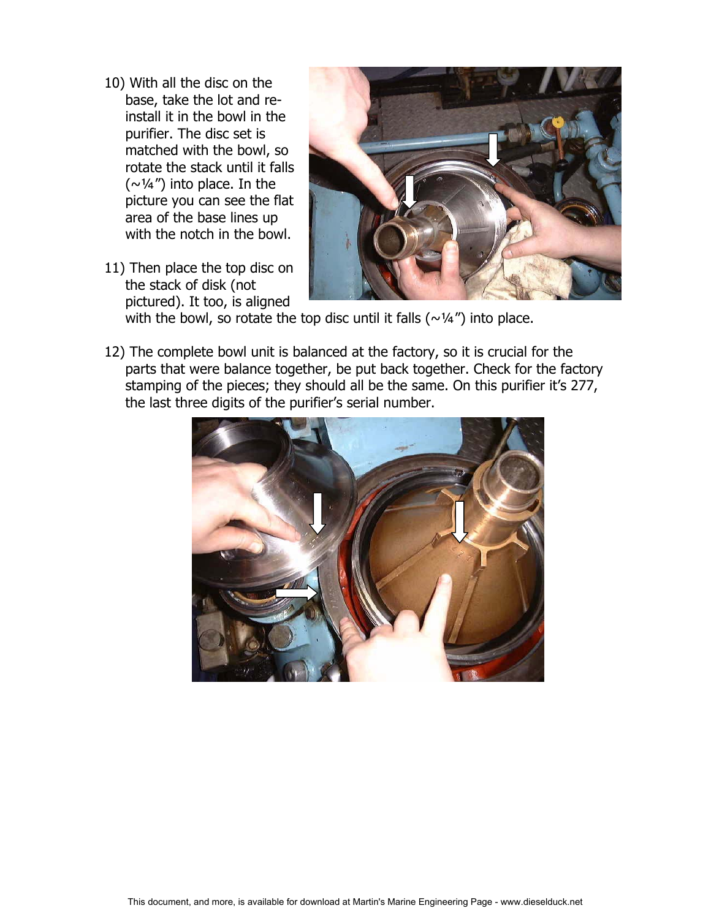10) With all the disc on the base, take the lot and re-install it in the bowl in the purifier. The disc set is matched with the bowl, so rotate the stack until it falls (~¼") into place. In the picture you can see the flat area of the base lines up with the notch in the bowl.

11) Then place the top disc on the stack of disk (not pictured). It too, is aligned with the bowl, so rotate the top disc until it falls (~¼") into place.

12) The complete bowl unit is balanced at the factory, so it is crucial for the parts that were balance together, be put back together. Check for the factory stamping of the pieces; they should all be the same. On this purifier it's 277, the last three digits of the purifier's serial number.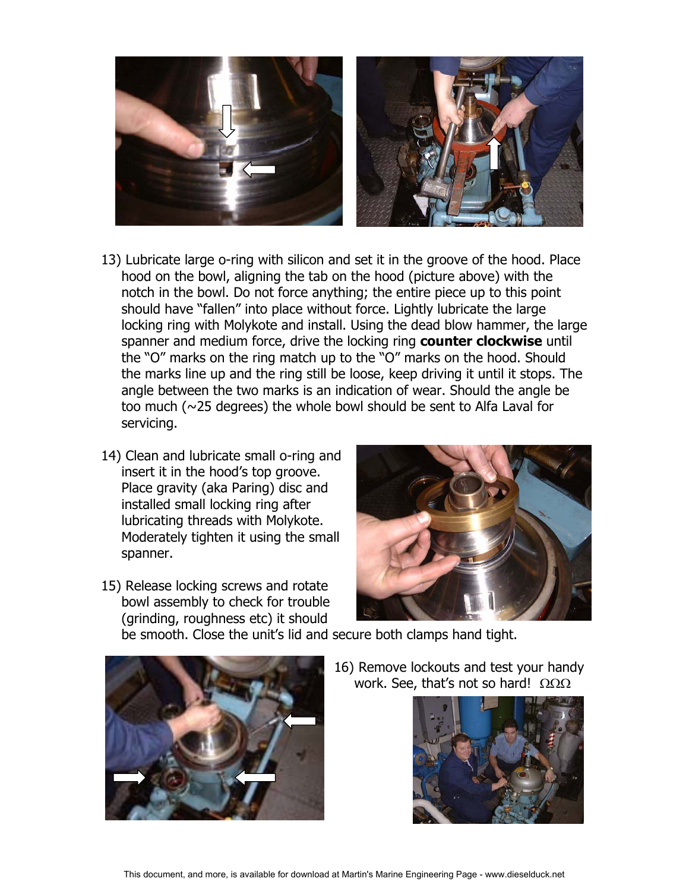13) Lubricate large o-ring with silicon and set it in the groove of the hood. Place hood on the bowl, aligning the tab on the hood (picture above) with the notch in the bowl. Do not force anything; the entire piece up to this point should have "fallen" into place without force. Lightly lubricate the large locking ring with Molykote and install. Using the dead blow hammer, the large spanner and medium force, drive the locking ring **counter clockwise** until the "O" marks on the ring match up to the "O" marks on the hood. Should the marks line up and the ring still be loose, keep driving it until it stops. The angle between the two marks is an indication of wear. Should the angle be too much (~25 degrees) the whole bowl should be sent to Alfa Laval for servicing.

14) Clean and lubricate small o-ring and insert it in the hood's top groove. Place gravity (aka Paring) disc and installed small locking ring after lubricating threads with Molykote. Moderately tighten it using the small spanner.

15) Release locking screws and rotate bowl assembly to check for trouble (grinding, roughness etc) it should be smooth. Close the unit's lid and secure both clamps hand tight.

16) Remove lockouts and test your handy work. See, that's not so hard! ΩΩΩ